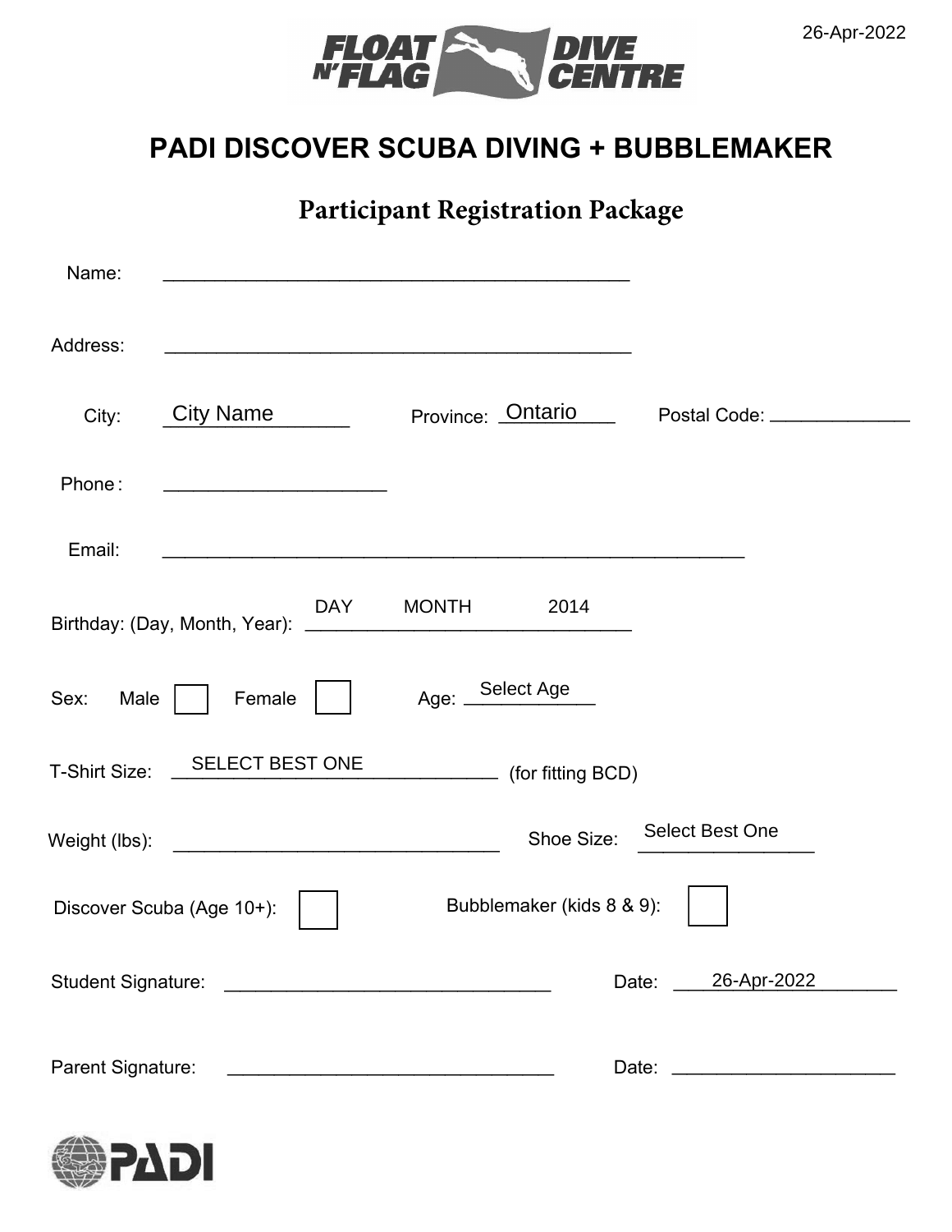26-Apr-2022

FLOAT N' FLAG DIVE CENTRE

# PADI DISCOVER SCUBA DIVING + BUBBLEMAKER

## Participant Registration Package

Name: ____________________________________________

Address: ____________________________________________

City: City Name Province: Ontario Postal Code: _____________

Phone: ____________________

Email: ______________________________________________________

Birthday: (Day, Month, Year): DAY MONTH 2014

Sex: Male ☐ Female ☐ Age: Select Age

T-Shirt Size: SELECT BEST ONE (for fitting BCD)

Weight (lbs): ______________________________ Shoe Size: Select Best One

Discover Scuba (Age 10+): ☐ Bubblemaker (kids 8 & 9): ☐

Student Signature: ______________________________ Date: 26-Apr-2022

Parent Signature: ______________________________ Date: ____________________

PADI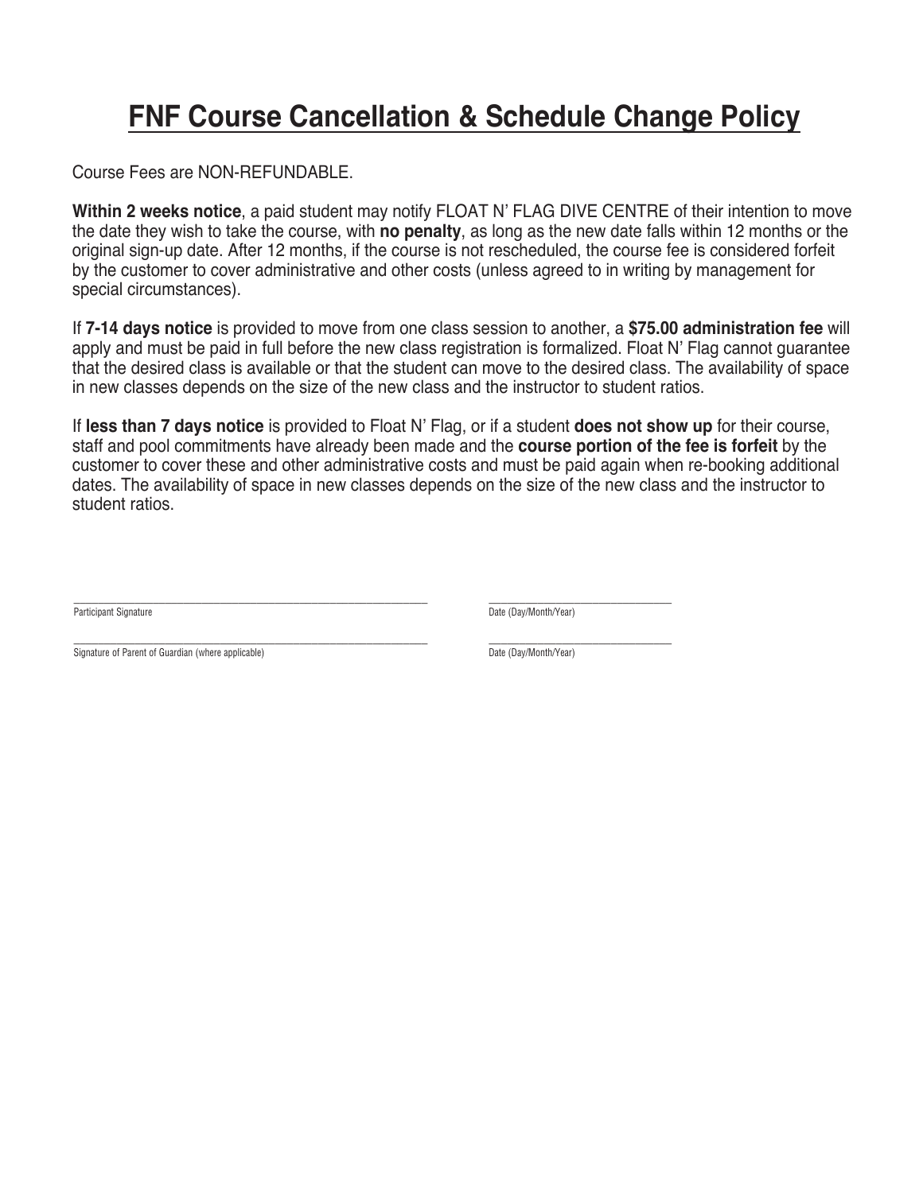# FNF Course Cancellation & Schedule Change Policy

Course Fees are NON-REFUNDABLE.

**Within 2 weeks notice**, a paid student may notify FLOAT N' FLAG DIVE CENTRE of their intention to move the date they wish to take the course, with **no penalty**, as long as the new date falls within 12 months or the original sign-up date. After 12 months, if the course is not rescheduled, the course fee is considered forfeit by the customer to cover administrative and other costs (unless agreed to in writing by management for special circumstances).

If **7-14 days notice** is provided to move from one class session to another, a **$75.00 administration fee** will apply and must be paid in full before the new class registration is formalized. Float N' Flag cannot guarantee that the desired class is available or that the student can move to the desired class. The availability of space in new classes depends on the size of the new class and the instructor to student ratios.

If **less than 7 days notice** is provided to Float N' Flag, or if a student **does not show up** for their course, staff and pool commitments have already been made and the **course portion of the fee is forfeit** by the customer to cover these and other administrative costs and must be paid again when re-booking additional dates. The availability of space in new classes depends on the size of the new class and the instructor to student ratios.

\_\_\_\_\_\_\_\_\_\_\_\_\_\_\_\_\_\_\_\_\_\_\_\_\_\_\_\_\_\_\_\_\_\_\_\_\_\_\_\_ \_\_\_\_\_\_\_\_\_\_\_\_\_\_\_\_\_\_\_\_\_\_\_\_\_\_
Participant Signature Date (Day/Month/Year)

\_\_\_\_\_\_\_\_\_\_\_\_\_\_\_\_\_\_\_\_\_\_\_\_\_\_\_\_\_\_\_\_\_\_\_\_\_\_\_\_ \_\_\_\_\_\_\_\_\_\_\_\_\_\_\_\_\_\_\_\_\_\_\_\_\_\_
Signature of Parent of Guardian (where applicable) Date (Day/Month/Year)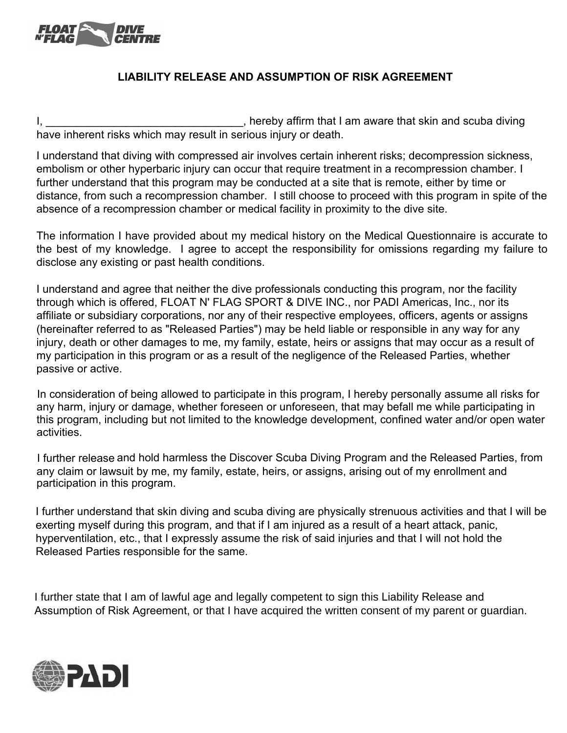# LIABILITY RELEASE AND ASSUMPTION OF RISK AGREEMENT

I, ________________________________, hereby affirm that I am aware that skin and scuba diving have inherent risks which may result in serious injury or death.

I understand that diving with compressed air involves certain inherent risks; decompression sickness, embolism or other hyperbaric injury can occur that require treatment in a recompression chamber. I further understand that this program may be conducted at a site that is remote, either by time or distance, from such a recompression chamber. I still choose to proceed with this program in spite of the absence of a recompression chamber or medical facility in proximity to the dive site.

The information I have provided about my medical history on the Medical Questionnaire is accurate to the best of my knowledge. I agree to accept the responsibility for omissions regarding my failure to disclose any existing or past health conditions.

I understand and agree that neither the dive professionals conducting this program, nor the facility through which is offered, FLOAT N' FLAG SPORT & DIVE INC., nor PADI Americas, Inc., nor its affiliate or subsidiary corporations, nor any of their respective employees, officers, agents or assigns (hereinafter referred to as "Released Parties") may be held liable or responsible in any way for any injury, death or other damages to me, my family, estate, heirs or assigns that may occur as a result of my participation in this program or as a result of the negligence of the Released Parties, whether passive or active.

In consideration of being allowed to participate in this program, I hereby personally assume all risks for any harm, injury or damage, whether foreseen or unforeseen, that may befall me while participating in this program, including but not limited to the knowledge development, confined water and/or open water activities.

I further release and hold harmless the Discover Scuba Diving Program and the Released Parties, from any claim or lawsuit by me, my family, estate, heirs, or assigns, arising out of my enrollment and participation in this program.

I further understand that skin diving and scuba diving are physically strenuous activities and that I will be exerting myself during this program, and that if I am injured as a result of a heart attack, panic, hyperventilation, etc., that I expressly assume the risk of said injuries and that I will not hold the Released Parties responsible for the same.

I further state that I am of lawful age and legally competent to sign this Liability Release and Assumption of Risk Agreement, or that I have acquired the written consent of my parent or guardian.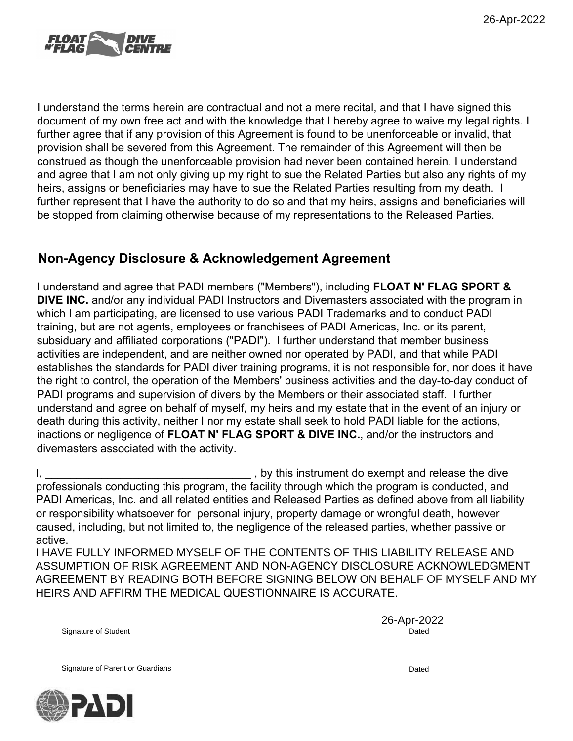I understand the terms herein are contractual and not a mere recital, and that I have signed this document of my own free act and with the knowledge that I hereby agree to waive my legal rights. I further agree that if any provision of this Agreement is found to be unenforceable or invalid, that provision shall be severed from this Agreement. The remainder of this Agreement will then be construed as though the unenforceable provision had never been contained herein. I understand and agree that I am not only giving up my right to sue the Related Parties but also any rights of my heirs, assigns or beneficiaries may have to sue the Related Parties resulting from my death. I further represent that I have the authority to do so and that my heirs, assigns and beneficiaries will be stopped from claiming otherwise because of my representations to the Released Parties.

## Non-Agency Disclosure & Acknowledgement Agreement

I understand and agree that PADI members ("Members"), including **FLOAT N' FLAG SPORT & DIVE INC.** and/or any individual PADI Instructors and Divemasters associated with the program in which I am participating, are licensed to use various PADI Trademarks and to conduct PADI training, but are not agents, employees or franchisees of PADI Americas, Inc. or its parent, subsiduary and affiliated corporations ("PADI"). I further understand that member business activities are independent, and are neither owned nor operated by PADI, and that while PADI establishes the standards for PADI diver training programs, it is not responsible for, nor does it have the right to control, the operation of the Members' business activities and the day-to-day conduct of PADI programs and supervision of divers by the Members or their associated staff. I further understand and agree on behalf of myself, my heirs and my estate that in the event of an injury or death during this activity, neither I nor my estate shall seek to hold PADI liable for the actions, inactions or negligence of **FLOAT N' FLAG SPORT & DIVE INC.**, and/or the instructors and divemasters associated with the activity.

I, _________________________________ , by this instrument do exempt and release the dive professionals conducting this program, the facility through which the program is conducted, and PADI Americas, Inc. and all related entities and Released Parties as defined above from all liability or responsibility whatsoever for personal injury, property damage or wrongful death, however caused, including, but not limited to, the negligence of the released parties, whether passive or active.

I HAVE FULLY INFORMED MYSELF OF THE CONTENTS OF THIS LIABILITY RELEASE AND ASSUMPTION OF RISK AGREEMENT AND NON-AGENCY DISCLOSURE ACKNOWLEDGMENT AGREEMENT BY READING BOTH BEFORE SIGNING BELOW ON BEHALF OF MYSELF AND MY HEIRS AND AFFIRM THE MEDICAL QUESTIONNAIRE IS ACCURATE.

_________________________________ 26-Apr-2022
Signature of Student Dated

_________________________________ _________________
Signature of Parent or Guardians Dated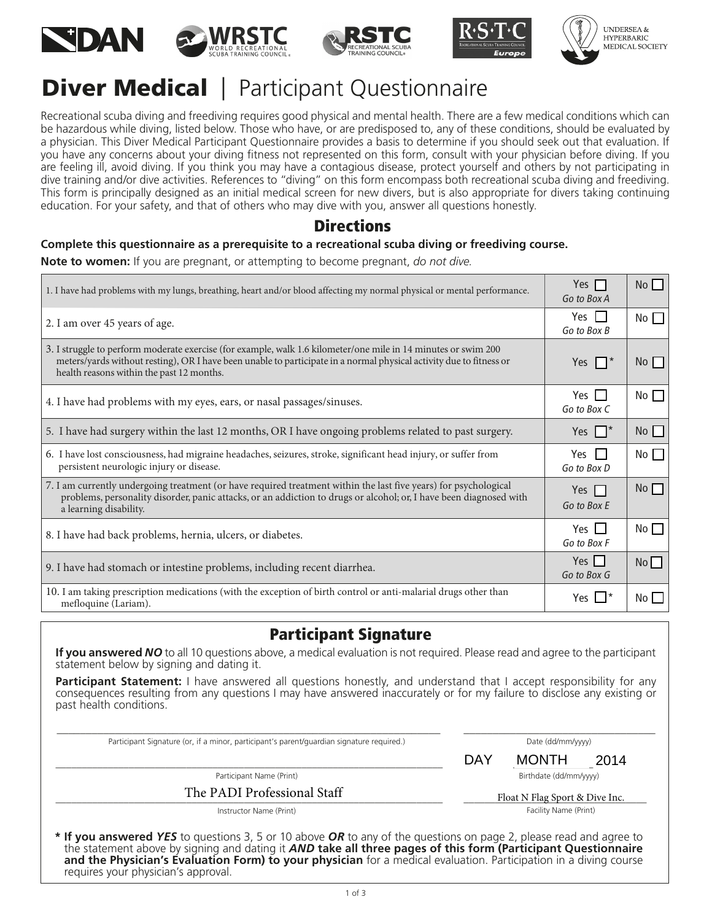DAN | WRSTC World Recreational Scuba Training Council | RSTC Recreational Scuba Training Council | R·S·T·C Europe | Undersea & Hyperbaric Medical Society

# Diver Medical | Participant Questionnaire

Recreational scuba diving and freediving requires good physical and mental health. There are a few medical conditions which can be hazardous while diving, listed below. Those who have, or are predisposed to, any of these conditions, should be evaluated by a physician. This Diver Medical Participant Questionnaire provides a basis to determine if you should seek out that evaluation. If you have any concerns about your diving fitness not represented on this form, consult with your physician before diving. If you are feeling ill, avoid diving. If you think you may have a contagious disease, protect yourself and others by not participating in dive training and/or dive activities. References to "diving" on this form encompass both recreational scuba diving and freediving. This form is principally designed as an initial medical screen for new divers, but is also appropriate for divers taking continuing education. For your safety, and that of others who may dive with you, answer all questions honestly.

## Directions

**Complete this questionnaire as a prerequisite to a recreational scuba diving or freediving course.**

**Note to women:** If you are pregnant, or attempting to become pregnant, *do not dive.*

| Question | Yes | No |
|---|---|---|
| 1. I have had problems with my lungs, breathing, heart and/or blood affecting my normal physical or mental performance. | Yes ☐ *Go to Box A* | No ☐ |
| 2. I am over 45 years of age. | Yes ☐ *Go to Box B* | No ☐ |
| 3. I struggle to perform moderate exercise (for example, walk 1.6 kilometer/one mile in 14 minutes or swim 200 meters/yards without resting), OR I have been unable to participate in a normal physical activity due to fitness or health reasons within the past 12 months. | Yes ☐* | No ☐ |
| 4. I have had problems with my eyes, ears, or nasal passages/sinuses. | Yes ☐ *Go to Box C* | No ☐ |
| 5. I have had surgery within the last 12 months, OR I have ongoing problems related to past surgery. | Yes ☐* | No ☐ |
| 6. I have lost consciousness, had migraine headaches, seizures, stroke, significant head injury, or suffer from persistent neurologic injury or disease. | Yes ☐ *Go to Box D* | No ☐ |
| 7. I am currently undergoing treatment (or have required treatment within the last five years) for psychological problems, personality disorder, panic attacks, or an addiction to drugs or alcohol; or, I have been diagnosed with a learning disability. | Yes ☐ *Go to Box E* | No ☐ |
| 8. I have had back problems, hernia, ulcers, or diabetes. | Yes ☐ *Go to Box F* | No ☐ |
| 9. I have had stomach or intestine problems, including recent diarrhea. | Yes ☐ *Go to Box G* | No ☐ |
| 10. I am taking prescription medications (with the exception of birth control or anti-malarial drugs other than mefloquine (Lariam). | Yes ☐* | No ☐ |

## Participant Signature

**If you answered *NO*** to all 10 questions above, a medical evaluation is not required. Please read and agree to the participant statement below by signing and dating it.

**Participant Statement:** I have answered all questions honestly, and understand that I accept responsibility for any consequences resulting from any questions I may have answered inaccurately or for my failure to disclose any existing or past health conditions.

| | |
|---|---|
| Participant Signature (or, if a minor, participant's parent/guardian signature required.) | Date (dd/mm/yyyy) |
| | DAY MONTH 2014 |
| Participant Name (Print) | Birthdate (dd/mm/yyyy) |
| The PADI Professional Staff | Float N Flag Sport & Dive Inc. |
| Instructor Name (Print) | Facility Name (Print) |

**\* If you answered *YES*** **to questions 3, 5 or 10 above *OR* to any of the questions on page 2, please read and agree to the statement above by signing and dating it *AND* take all three pages of this form (Participant Questionnaire and the Physician's Evaluation Form) to your physician** for a medical evaluation. Participation in a diving course requires your physician's approval.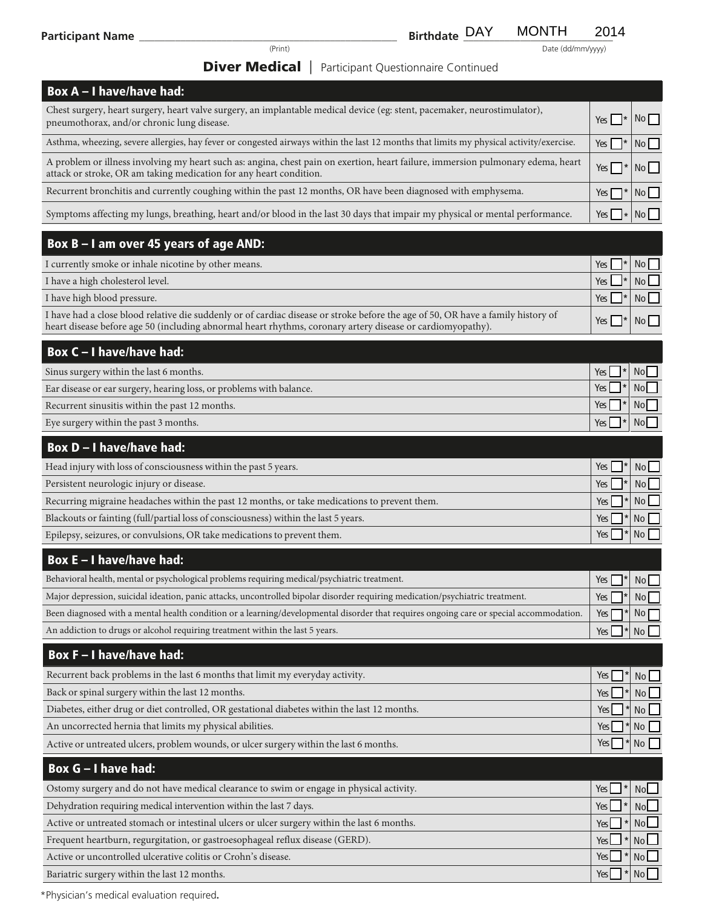Participant Name ______________________________ Birthdate DAY MONTH 2014

(Print) Date (dd/mm/yyyy)

## Diver Medical | Participant Questionnaire Continued

| Box A – I have/have had: | |
|---|---|
| Chest surgery, heart surgery, heart valve surgery, an implantable medical device (eg: stent, pacemaker, neurostimulator), pneumothorax, and/or chronic lung disease. | Yes ☐ * No ☐ |
| Asthma, wheezing, severe allergies, hay fever or congested airways within the last 12 months that limits my physical activity/exercise. | Yes ☐ * No ☐ |
| A problem or illness involving my heart such as: angina, chest pain on exertion, heart failure, immersion pulmonary edema, heart attack or stroke, OR am taking medication for any heart condition. | Yes ☐ * No ☐ |
| Recurrent bronchitis and currently coughing within the past 12 months, OR have been diagnosed with emphysema. | Yes ☐ * No ☐ |
| Symptoms affecting my lungs, breathing, heart and/or blood in the last 30 days that impair my physical or mental performance. | Yes ☐ * No ☐ |

| Box B – I am over 45 years of age AND: | |
|---|---|
| I currently smoke or inhale nicotine by other means. | Yes ☐ * No ☐ |
| I have a high cholesterol level. | Yes ☐ * No ☐ |
| I have high blood pressure. | Yes ☐ * No ☐ |
| I have had a close blood relative die suddenly or of cardiac disease or stroke before the age of 50, OR have a family history of heart disease before age 50 (including abnormal heart rhythms, coronary artery disease or cardiomyopathy). | Yes ☐ * No ☐ |

| Box C – I have/have had: | |
|---|---|
| Sinus surgery within the last 6 months. | Yes ☐ * No ☐ |
| Ear disease or ear surgery, hearing loss, or problems with balance. | Yes ☐ * No ☐ |
| Recurrent sinusitis within the past 12 months. | Yes ☐ * No ☐ |
| Eye surgery within the past 3 months. | Yes ☐ * No ☐ |

| Box D – I have/have had: | |
|---|---|
| Head injury with loss of consciousness within the past 5 years. | Yes ☐ * No ☐ |
| Persistent neurologic injury or disease. | Yes ☐ * No ☐ |
| Recurring migraine headaches within the past 12 months, or take medications to prevent them. | Yes ☐ * No ☐ |
| Blackouts or fainting (full/partial loss of consciousness) within the last 5 years. | Yes ☐ * No ☐ |
| Epilepsy, seizures, or convulsions, OR take medications to prevent them. | Yes ☐ * No ☐ |

| Box E – I have/have had: | |
|---|---|
| Behavioral health, mental or psychological problems requiring medical/psychiatric treatment. | Yes ☐ * No ☐ |
| Major depression, suicidal ideation, panic attacks, uncontrolled bipolar disorder requiring medication/psychiatric treatment. | Yes ☐ * No ☐ |
| Been diagnosed with a mental health condition or a learning/developmental disorder that requires ongoing care or special accommodation. | Yes ☐ * No ☐ |
| An addiction to drugs or alcohol requiring treatment within the last 5 years. | Yes ☐ * No ☐ |

| Box F – I have/have had: | |
|---|---|
| Recurrent back problems in the last 6 months that limit my everyday activity. | Yes ☐ * No ☐ |
| Back or spinal surgery within the last 12 months. | Yes ☐ * No ☐ |
| Diabetes, either drug or diet controlled, OR gestational diabetes within the last 12 months. | Yes ☐ * No ☐ |
| An uncorrected hernia that limits my physical abilities. | Yes ☐ * No ☐ |
| Active or untreated ulcers, problem wounds, or ulcer surgery within the last 6 months. | Yes ☐ * No ☐ |

| Box G – I have had: | |
|---|---|
| Ostomy surgery and do not have medical clearance to swim or engage in physical activity. | Yes ☐ * No ☐ |
| Dehydration requiring medical intervention within the last 7 days. | Yes ☐ * No ☐ |
| Active or untreated stomach or intestinal ulcers or ulcer surgery within the last 6 months. | Yes ☐ * No ☐ |
| Frequent heartburn, regurgitation, or gastroesophageal reflux disease (GERD). | Yes ☐ * No ☐ |
| Active or uncontrolled ulcerative colitis or Crohn's disease. | Yes ☐ * No ☐ |
| Bariatric surgery within the last 12 months. | Yes ☐ * No ☐ |

*Physician's medical evaluation required.